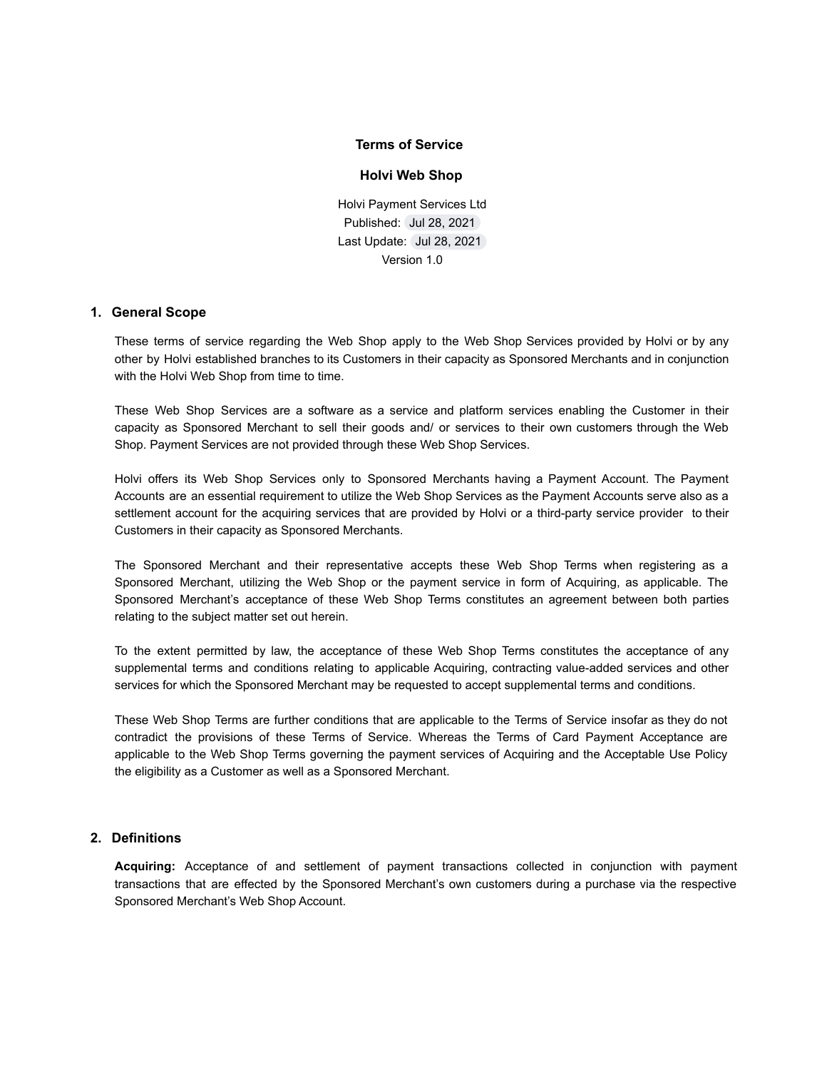# Terms of Service

## Holvi Web Shop

Holvi Payment Services Ltd
Published: Jul 28, 2021
Last Update: Jul 28, 2021
Version 1.0

### 1. General Scope

These terms of service regarding the Web Shop apply to the Web Shop Services provided by Holvi or by any other by Holvi established branches to its Customers in their capacity as Sponsored Merchants and in conjunction with the Holvi Web Shop from time to time.

These Web Shop Services are a software as a service and platform services enabling the Customer in their capacity as Sponsored Merchant to sell their goods and/ or services to their own customers through the Web Shop. Payment Services are not provided through these Web Shop Services.

Holvi offers its Web Shop Services only to Sponsored Merchants having a Payment Account. The Payment Accounts are an essential requirement to utilize the Web Shop Services as the Payment Accounts serve also as a settlement account for the acquiring services that are provided by Holvi or a third-party service provider to their Customers in their capacity as Sponsored Merchants.

The Sponsored Merchant and their representative accepts these Web Shop Terms when registering as a Sponsored Merchant, utilizing the Web Shop or the payment service in form of Acquiring, as applicable. The Sponsored Merchant's acceptance of these Web Shop Terms constitutes an agreement between both parties relating to the subject matter set out herein.

To the extent permitted by law, the acceptance of these Web Shop Terms constitutes the acceptance of any supplemental terms and conditions relating to applicable Acquiring, contracting value-added services and other services for which the Sponsored Merchant may be requested to accept supplemental terms and conditions.

These Web Shop Terms are further conditions that are applicable to the Terms of Service insofar as they do not contradict the provisions of these Terms of Service. Whereas the Terms of Card Payment Acceptance are applicable to the Web Shop Terms governing the payment services of Acquiring and the Acceptable Use Policy the eligibility as a Customer as well as a Sponsored Merchant.

### 2. Definitions

**Acquiring:** Acceptance of and settlement of payment transactions collected in conjunction with payment transactions that are effected by the Sponsored Merchant's own customers during a purchase via the respective Sponsored Merchant's Web Shop Account.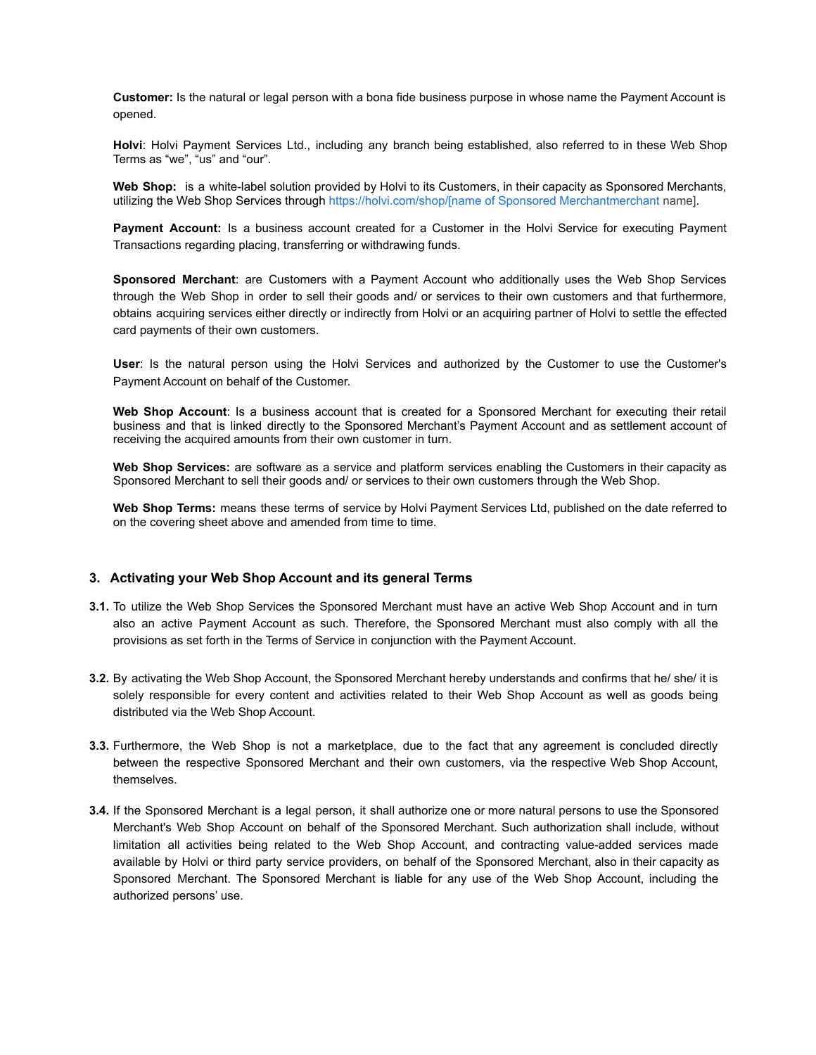**Customer:** Is the natural or legal person with a bona fide business purpose in whose name the Payment Account is opened.

**Holvi**: Holvi Payment Services Ltd., including any branch being established, also referred to in these Web Shop Terms as “we”, “us” and “our”.

**Web Shop:** is a white-label solution provided by Holvi to its Customers, in their capacity as Sponsored Merchants, utilizing the Web Shop Services through https://holvi.com/shop/[name of Sponsored Merchantmerchant name].

**Payment Account:** Is a business account created for a Customer in the Holvi Service for executing Payment Transactions regarding placing, transferring or withdrawing funds.

**Sponsored Merchant**: are Customers with a Payment Account who additionally uses the Web Shop Services through the Web Shop in order to sell their goods and/ or services to their own customers and that furthermore, obtains acquiring services either directly or indirectly from Holvi or an acquiring partner of Holvi to settle the effected card payments of their own customers.

**User**: Is the natural person using the Holvi Services and authorized by the Customer to use the Customer's Payment Account on behalf of the Customer.

**Web Shop Account**: Is a business account that is created for a Sponsored Merchant for executing their retail business and that is linked directly to the Sponsored Merchant’s Payment Account and as settlement account of receiving the acquired amounts from their own customer in turn.

**Web Shop Services:** are software as a service and platform services enabling the Customers in their capacity as Sponsored Merchant to sell their goods and/ or services to their own customers through the Web Shop.

**Web Shop Terms:** means these terms of service by Holvi Payment Services Ltd, published on the date referred to on the covering sheet above and amended from time to time.

### 3. Activating your Web Shop Account and its general Terms

**3.1.** To utilize the Web Shop Services the Sponsored Merchant must have an active Web Shop Account and in turn also an active Payment Account as such. Therefore, the Sponsored Merchant must also comply with all the provisions as set forth in the Terms of Service in conjunction with the Payment Account.

**3.2.** By activating the Web Shop Account, the Sponsored Merchant hereby understands and confirms that he/ she/ it is solely responsible for every content and activities related to their Web Shop Account as well as goods being distributed via the Web Shop Account.

**3.3.** Furthermore, the Web Shop is not a marketplace, due to the fact that any agreement is concluded directly between the respective Sponsored Merchant and their own customers, via the respective Web Shop Account, themselves.

**3.4.** If the Sponsored Merchant is a legal person, it shall authorize one or more natural persons to use the Sponsored Merchant's Web Shop Account on behalf of the Sponsored Merchant. Such authorization shall include, without limitation all activities being related to the Web Shop Account, and contracting value-added services made available by Holvi or third party service providers, on behalf of the Sponsored Merchant, also in their capacity as Sponsored Merchant. The Sponsored Merchant is liable for any use of the Web Shop Account, including the authorized persons’ use.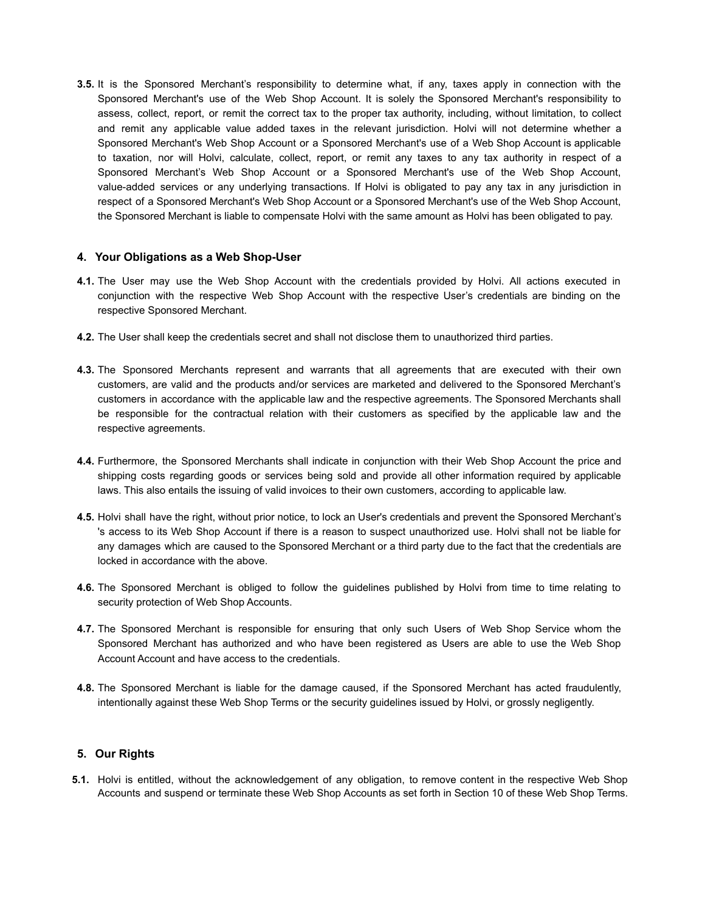**3.5.** It is the Sponsored Merchant's responsibility to determine what, if any, taxes apply in connection with the Sponsored Merchant's use of the Web Shop Account. It is solely the Sponsored Merchant's responsibility to assess, collect, report, or remit the correct tax to the proper tax authority, including, without limitation, to collect and remit any applicable value added taxes in the relevant jurisdiction. Holvi will not determine whether a Sponsored Merchant's Web Shop Account or a Sponsored Merchant's use of a Web Shop Account is applicable to taxation, nor will Holvi, calculate, collect, report, or remit any taxes to any tax authority in respect of a Sponsored Merchant's Web Shop Account or a Sponsored Merchant's use of the Web Shop Account, value-added services or any underlying transactions. If Holvi is obligated to pay any tax in any jurisdiction in respect of a Sponsored Merchant's Web Shop Account or a Sponsored Merchant's use of the Web Shop Account, the Sponsored Merchant is liable to compensate Holvi with the same amount as Holvi has been obligated to pay.

## 4. Your Obligations as a Web Shop-User

**4.1.** The User may use the Web Shop Account with the credentials provided by Holvi. All actions executed in conjunction with the respective Web Shop Account with the respective User's credentials are binding on the respective Sponsored Merchant.

**4.2.** The User shall keep the credentials secret and shall not disclose them to unauthorized third parties.

**4.3.** The Sponsored Merchants represent and warrants that all agreements that are executed with their own customers, are valid and the products and/or services are marketed and delivered to the Sponsored Merchant's customers in accordance with the applicable law and the respective agreements. The Sponsored Merchants shall be responsible for the contractual relation with their customers as specified by the applicable law and the respective agreements.

**4.4.** Furthermore, the Sponsored Merchants shall indicate in conjunction with their Web Shop Account the price and shipping costs regarding goods or services being sold and provide all other information required by applicable laws. This also entails the issuing of valid invoices to their own customers, according to applicable law.

**4.5.** Holvi shall have the right, without prior notice, to lock an User's credentials and prevent the Sponsored Merchant's 's access to its Web Shop Account if there is a reason to suspect unauthorized use. Holvi shall not be liable for any damages which are caused to the Sponsored Merchant or a third party due to the fact that the credentials are locked in accordance with the above.

**4.6.** The Sponsored Merchant is obliged to follow the guidelines published by Holvi from time to time relating to security protection of Web Shop Accounts.

**4.7.** The Sponsored Merchant is responsible for ensuring that only such Users of Web Shop Service whom the Sponsored Merchant has authorized and who have been registered as Users are able to use the Web Shop Account Account and have access to the credentials.

**4.8.** The Sponsored Merchant is liable for the damage caused, if the Sponsored Merchant has acted fraudulently, intentionally against these Web Shop Terms or the security guidelines issued by Holvi, or grossly negligently.

## 5. Our Rights

**5.1.** Holvi is entitled, without the acknowledgement of any obligation, to remove content in the respective Web Shop Accounts and suspend or terminate these Web Shop Accounts as set forth in Section 10 of these Web Shop Terms.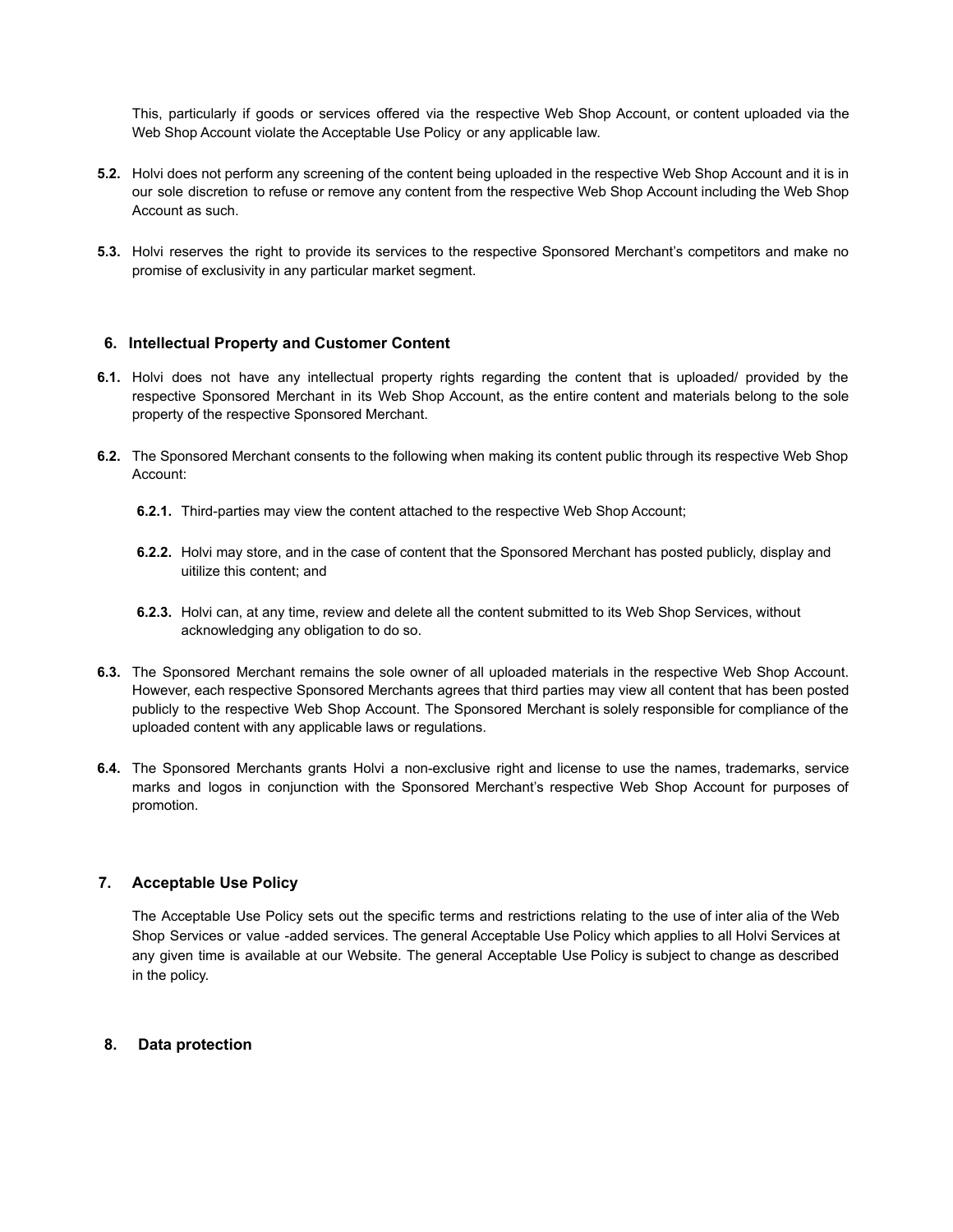This, particularly if goods or services offered via the respective Web Shop Account, or content uploaded via the Web Shop Account violate the Acceptable Use Policy or any applicable law.

**5.2.** Holvi does not perform any screening of the content being uploaded in the respective Web Shop Account and it is in our sole discretion to refuse or remove any content from the respective Web Shop Account including the Web Shop Account as such.

**5.3.** Holvi reserves the right to provide its services to the respective Sponsored Merchant's competitors and make no promise of exclusivity in any particular market segment.

## 6. Intellectual Property and Customer Content

**6.1.** Holvi does not have any intellectual property rights regarding the content that is uploaded/ provided by the respective Sponsored Merchant in its Web Shop Account, as the entire content and materials belong to the sole property of the respective Sponsored Merchant.

**6.2.** The Sponsored Merchant consents to the following when making its content public through its respective Web Shop Account:

**6.2.1.** Third-parties may view the content attached to the respective Web Shop Account;

**6.2.2.** Holvi may store, and in the case of content that the Sponsored Merchant has posted publicly, display and uitilize this content; and

**6.2.3.** Holvi can, at any time, review and delete all the content submitted to its Web Shop Services, without acknowledging any obligation to do so.

**6.3.** The Sponsored Merchant remains the sole owner of all uploaded materials in the respective Web Shop Account. However, each respective Sponsored Merchants agrees that third parties may view all content that has been posted publicly to the respective Web Shop Account. The Sponsored Merchant is solely responsible for compliance of the uploaded content with any applicable laws or regulations.

**6.4.** The Sponsored Merchants grants Holvi a non-exclusive right and license to use the names, trademarks, service marks and logos in conjunction with the Sponsored Merchant's respective Web Shop Account for purposes of promotion.

## 7. Acceptable Use Policy

The Acceptable Use Policy sets out the specific terms and restrictions relating to the use of inter alia of the Web Shop Services or value -added services. The general Acceptable Use Policy which applies to all Holvi Services at any given time is available at our Website. The general Acceptable Use Policy is subject to change as described in the policy.

## 8. Data protection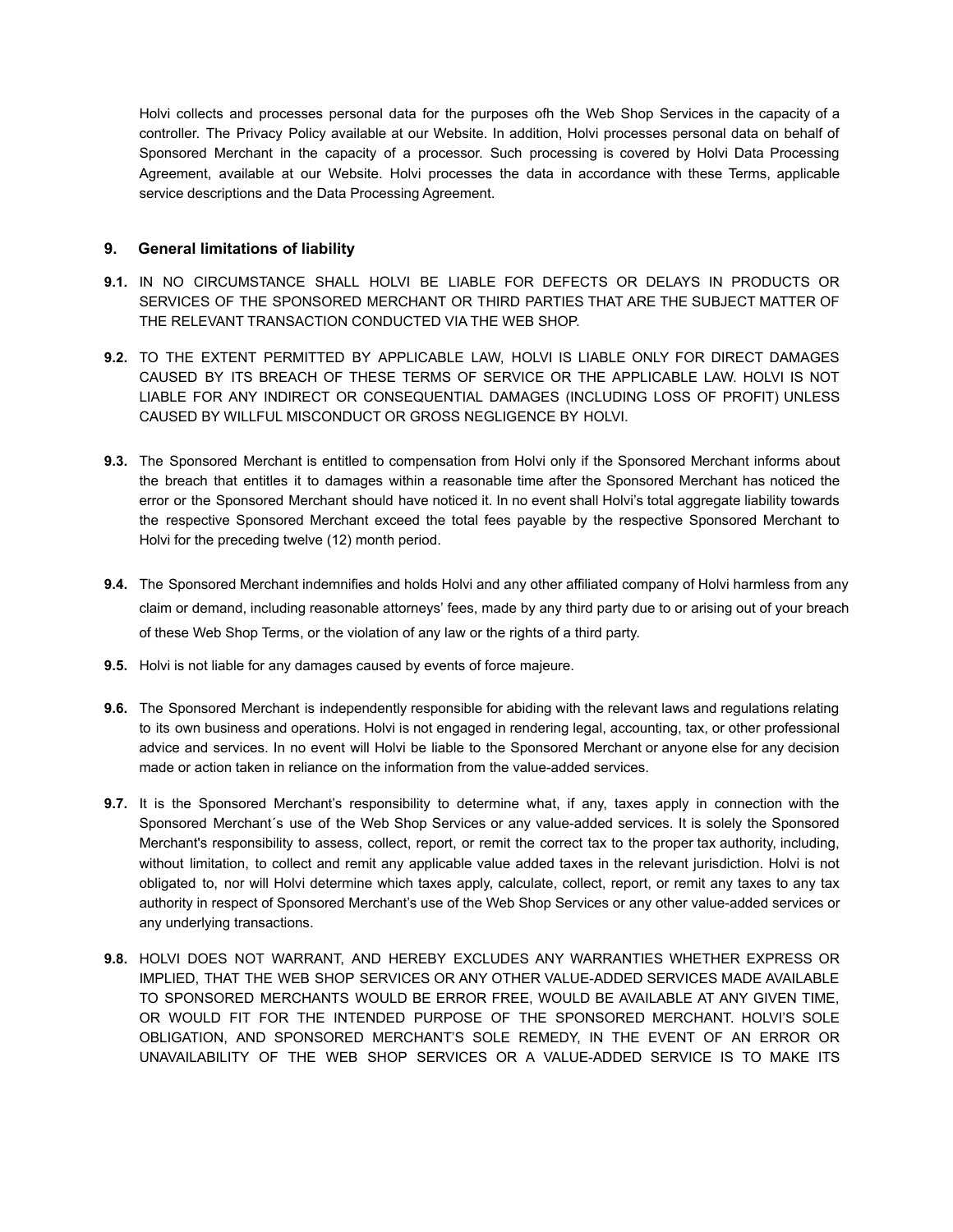Holvi collects and processes personal data for the purposes ofh the Web Shop Services in the capacity of a controller. The Privacy Policy available at our Website. In addition, Holvi processes personal data on behalf of Sponsored Merchant in the capacity of a processor. Such processing is covered by Holvi Data Processing Agreement, available at our Website. Holvi processes the data in accordance with these Terms, applicable service descriptions and the Data Processing Agreement.

## 9. General limitations of liability

**9.1.** IN NO CIRCUMSTANCE SHALL HOLVI BE LIABLE FOR DEFECTS OR DELAYS IN PRODUCTS OR SERVICES OF THE SPONSORED MERCHANT OR THIRD PARTIES THAT ARE THE SUBJECT MATTER OF THE RELEVANT TRANSACTION CONDUCTED VIA THE WEB SHOP.

**9.2.** TO THE EXTENT PERMITTED BY APPLICABLE LAW, HOLVI IS LIABLE ONLY FOR DIRECT DAMAGES CAUSED BY ITS BREACH OF THESE TERMS OF SERVICE OR THE APPLICABLE LAW. HOLVI IS NOT LIABLE FOR ANY INDIRECT OR CONSEQUENTIAL DAMAGES (INCLUDING LOSS OF PROFIT) UNLESS CAUSED BY WILLFUL MISCONDUCT OR GROSS NEGLIGENCE BY HOLVI.

**9.3.** The Sponsored Merchant is entitled to compensation from Holvi only if the Sponsored Merchant informs about the breach that entitles it to damages within a reasonable time after the Sponsored Merchant has noticed the error or the Sponsored Merchant should have noticed it. In no event shall Holvi's total aggregate liability towards the respective Sponsored Merchant exceed the total fees payable by the respective Sponsored Merchant to Holvi for the preceding twelve (12) month period.

**9.4.** The Sponsored Merchant indemnifies and holds Holvi and any other affiliated company of Holvi harmless from any claim or demand, including reasonable attorneys' fees, made by any third party due to or arising out of your breach of these Web Shop Terms, or the violation of any law or the rights of a third party.

**9.5.** Holvi is not liable for any damages caused by events of force majeure.

**9.6.** The Sponsored Merchant is independently responsible for abiding with the relevant laws and regulations relating to its own business and operations. Holvi is not engaged in rendering legal, accounting, tax, or other professional advice and services. In no event will Holvi be liable to the Sponsored Merchant or anyone else for any decision made or action taken in reliance on the information from the value-added services.

**9.7.** It is the Sponsored Merchant's responsibility to determine what, if any, taxes apply in connection with the Sponsored Merchant´s use of the Web Shop Services or any value-added services. It is solely the Sponsored Merchant's responsibility to assess, collect, report, or remit the correct tax to the proper tax authority, including, without limitation, to collect and remit any applicable value added taxes in the relevant jurisdiction. Holvi is not obligated to, nor will Holvi determine which taxes apply, calculate, collect, report, or remit any taxes to any tax authority in respect of Sponsored Merchant's use of the Web Shop Services or any other value-added services or any underlying transactions.

**9.8.** HOLVI DOES NOT WARRANT, AND HEREBY EXCLUDES ANY WARRANTIES WHETHER EXPRESS OR IMPLIED, THAT THE WEB SHOP SERVICES OR ANY OTHER VALUE-ADDED SERVICES MADE AVAILABLE TO SPONSORED MERCHANTS WOULD BE ERROR FREE, WOULD BE AVAILABLE AT ANY GIVEN TIME, OR WOULD FIT FOR THE INTENDED PURPOSE OF THE SPONSORED MERCHANT. HOLVI'S SOLE OBLIGATION, AND SPONSORED MERCHANT'S SOLE REMEDY, IN THE EVENT OF AN ERROR OR UNAVAILABILITY OF THE WEB SHOP SERVICES OR A VALUE-ADDED SERVICE IS TO MAKE ITS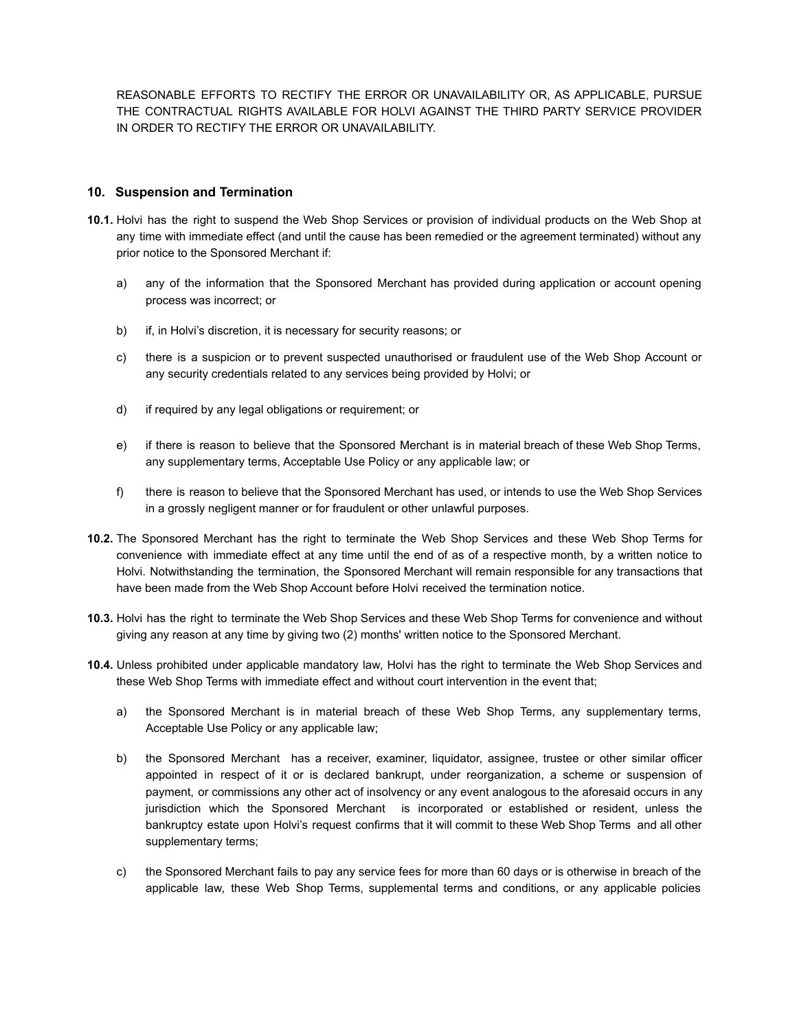REASONABLE EFFORTS TO RECTIFY THE ERROR OR UNAVAILABILITY OR, AS APPLICABLE, PURSUE THE CONTRACTUAL RIGHTS AVAILABLE FOR HOLVI AGAINST THE THIRD PARTY SERVICE PROVIDER IN ORDER TO RECTIFY THE ERROR OR UNAVAILABILITY.

## 10. Suspension and Termination

**10.1.** Holvi has the right to suspend the Web Shop Services or provision of individual products on the Web Shop at any time with immediate effect (and until the cause has been remedied or the agreement terminated) without any prior notice to the Sponsored Merchant if:

a) any of the information that the Sponsored Merchant has provided during application or account opening process was incorrect; or

b) if, in Holvi's discretion, it is necessary for security reasons; or

c) there is a suspicion or to prevent suspected unauthorised or fraudulent use of the Web Shop Account or any security credentials related to any services being provided by Holvi; or

d) if required by any legal obligations or requirement; or

e) if there is reason to believe that the Sponsored Merchant is in material breach of these Web Shop Terms, any supplementary terms, Acceptable Use Policy or any applicable law; or

f) there is reason to believe that the Sponsored Merchant has used, or intends to use the Web Shop Services in a grossly negligent manner or for fraudulent or other unlawful purposes.

**10.2.** The Sponsored Merchant has the right to terminate the Web Shop Services and these Web Shop Terms for convenience with immediate effect at any time until the end of as of a respective month, by a written notice to Holvi. Notwithstanding the termination, the Sponsored Merchant will remain responsible for any transactions that have been made from the Web Shop Account before Holvi received the termination notice.

**10.3.** Holvi has the right to terminate the Web Shop Services and these Web Shop Terms for convenience and without giving any reason at any time by giving two (2) months' written notice to the Sponsored Merchant.

**10.4.** Unless prohibited under applicable mandatory law, Holvi has the right to terminate the Web Shop Services and these Web Shop Terms with immediate effect and without court intervention in the event that;

a) the Sponsored Merchant is in material breach of these Web Shop Terms, any supplementary terms, Acceptable Use Policy or any applicable law;

b) the Sponsored Merchant has a receiver, examiner, liquidator, assignee, trustee or other similar officer appointed in respect of it or is declared bankrupt, under reorganization, a scheme or suspension of payment, or commissions any other act of insolvency or any event analogous to the aforesaid occurs in any jurisdiction which the Sponsored Merchant is incorporated or established or resident, unless the bankruptcy estate upon Holvi's request confirms that it will commit to these Web Shop Terms and all other supplementary terms;

c) the Sponsored Merchant fails to pay any service fees for more than 60 days or is otherwise in breach of the applicable law, these Web Shop Terms, supplemental terms and conditions, or any applicable policies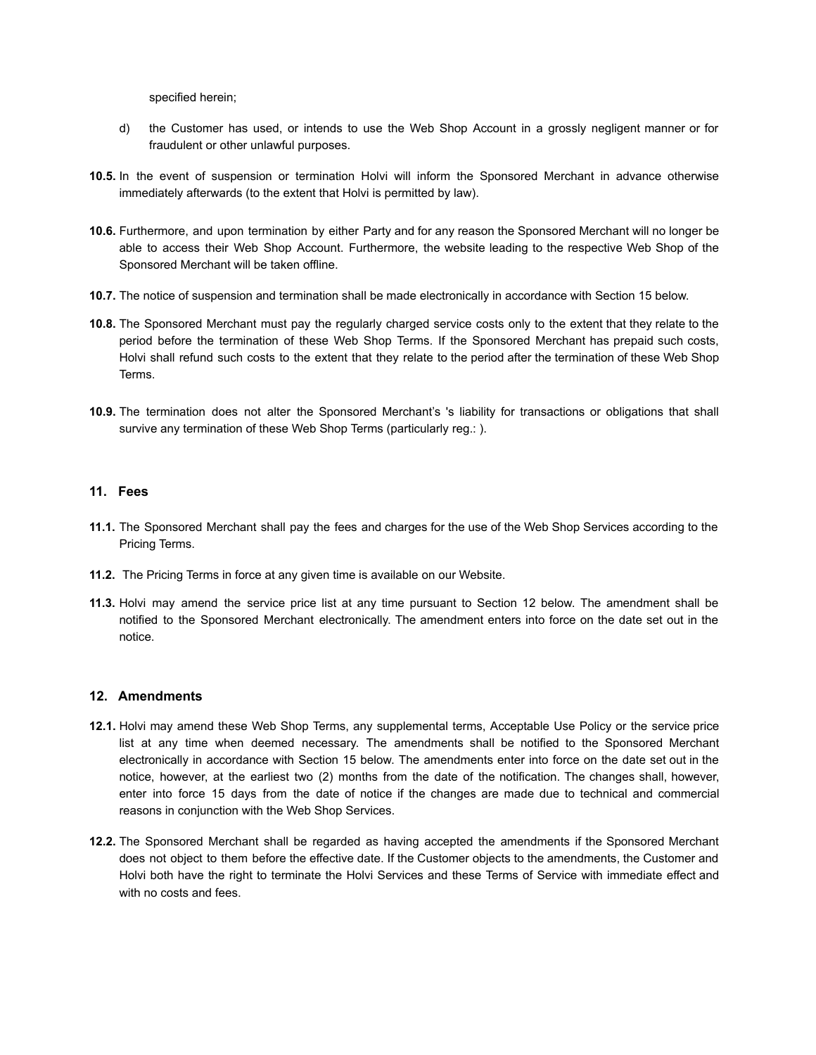specified herein;

d) the Customer has used, or intends to use the Web Shop Account in a grossly negligent manner or for fraudulent or other unlawful purposes.

**10.5.** In the event of suspension or termination Holvi will inform the Sponsored Merchant in advance otherwise immediately afterwards (to the extent that Holvi is permitted by law).

**10.6.** Furthermore, and upon termination by either Party and for any reason the Sponsored Merchant will no longer be able to access their Web Shop Account. Furthermore, the website leading to the respective Web Shop of the Sponsored Merchant will be taken offline.

**10.7.** The notice of suspension and termination shall be made electronically in accordance with Section 15 below.

**10.8.** The Sponsored Merchant must pay the regularly charged service costs only to the extent that they relate to the period before the termination of these Web Shop Terms. If the Sponsored Merchant has prepaid such costs, Holvi shall refund such costs to the extent that they relate to the period after the termination of these Web Shop Terms.

**10.9.** The termination does not alter the Sponsored Merchant's 's liability for transactions or obligations that shall survive any termination of these Web Shop Terms (particularly reg.: ).

## 11. Fees

**11.1.** The Sponsored Merchant shall pay the fees and charges for the use of the Web Shop Services according to the Pricing Terms.

**11.2.** The Pricing Terms in force at any given time is available on our Website.

**11.3.** Holvi may amend the service price list at any time pursuant to Section 12 below. The amendment shall be notified to the Sponsored Merchant electronically. The amendment enters into force on the date set out in the notice.

## 12. Amendments

**12.1.** Holvi may amend these Web Shop Terms, any supplemental terms, Acceptable Use Policy or the service price list at any time when deemed necessary. The amendments shall be notified to the Sponsored Merchant electronically in accordance with Section 15 below. The amendments enter into force on the date set out in the notice, however, at the earliest two (2) months from the date of the notification. The changes shall, however, enter into force 15 days from the date of notice if the changes are made due to technical and commercial reasons in conjunction with the Web Shop Services.

**12.2.** The Sponsored Merchant shall be regarded as having accepted the amendments if the Sponsored Merchant does not object to them before the effective date. If the Customer objects to the amendments, the Customer and Holvi both have the right to terminate the Holvi Services and these Terms of Service with immediate effect and with no costs and fees.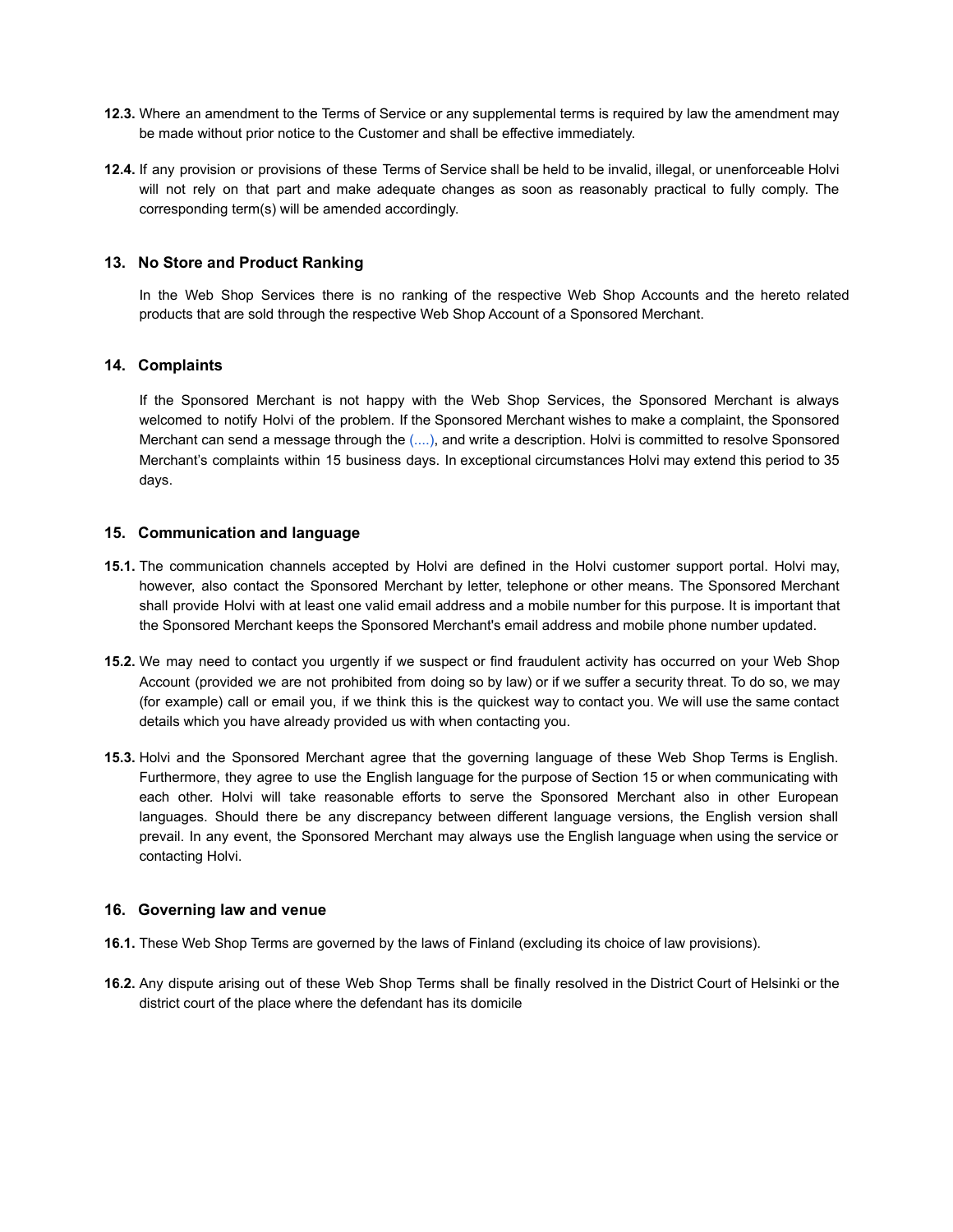**12.3.** Where an amendment to the Terms of Service or any supplemental terms is required by law the amendment may be made without prior notice to the Customer and shall be effective immediately.

**12.4.** If any provision or provisions of these Terms of Service shall be held to be invalid, illegal, or unenforceable Holvi will not rely on that part and make adequate changes as soon as reasonably practical to fully comply. The corresponding term(s) will be amended accordingly.

### 13. No Store and Product Ranking

In the Web Shop Services there is no ranking of the respective Web Shop Accounts and the hereto related products that are sold through the respective Web Shop Account of a Sponsored Merchant.

### 14. Complaints

If the Sponsored Merchant is not happy with the Web Shop Services, the Sponsored Merchant is always welcomed to notify Holvi of the problem. If the Sponsored Merchant wishes to make a complaint, the Sponsored Merchant can send a message through the (....), and write a description. Holvi is committed to resolve Sponsored Merchant's complaints within 15 business days. In exceptional circumstances Holvi may extend this period to 35 days.

### 15. Communication and language

**15.1.** The communication channels accepted by Holvi are defined in the Holvi customer support portal. Holvi may, however, also contact the Sponsored Merchant by letter, telephone or other means. The Sponsored Merchant shall provide Holvi with at least one valid email address and a mobile number for this purpose. It is important that the Sponsored Merchant keeps the Sponsored Merchant's email address and mobile phone number updated.

**15.2.** We may need to contact you urgently if we suspect or find fraudulent activity has occurred on your Web Shop Account (provided we are not prohibited from doing so by law) or if we suffer a security threat. To do so, we may (for example) call or email you, if we think this is the quickest way to contact you. We will use the same contact details which you have already provided us with when contacting you.

**15.3.** Holvi and the Sponsored Merchant agree that the governing language of these Web Shop Terms is English. Furthermore, they agree to use the English language for the purpose of Section 15 or when communicating with each other. Holvi will take reasonable efforts to serve the Sponsored Merchant also in other European languages. Should there be any discrepancy between different language versions, the English version shall prevail. In any event, the Sponsored Merchant may always use the English language when using the service or contacting Holvi.

### 16. Governing law and venue

**16.1.** These Web Shop Terms are governed by the laws of Finland (excluding its choice of law provisions).

**16.2.** Any dispute arising out of these Web Shop Terms shall be finally resolved in the District Court of Helsinki or the district court of the place where the defendant has its domicile